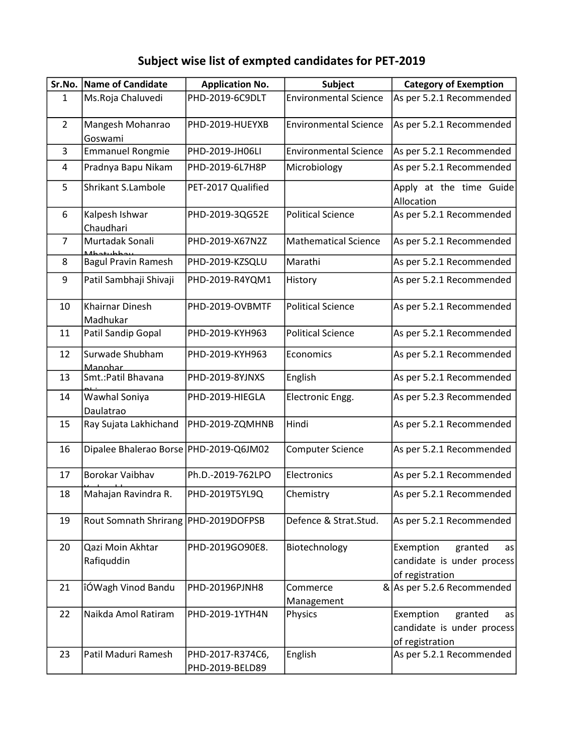# Subject wise list of exmpted candidates for PET-2019

| Sr.No. | Name of Candidate | Application No. | Subject | Category of Exemption |
|---|---|---|---|---|
| 1 | Ms.Roja Chaluvedi | PHD-2019-6C9DLT | Environmental Science | As per 5.2.1 Recommended |
| 2 | Mangesh Mohanrao Goswami | PHD-2019-HUEYXB | Environmental Science | As per 5.2.1 Recommended |
| 3 | Emmanuel Rongmie | PHD-2019-JH06LI | Environmental Science | As per 5.2.1 Recommended |
| 4 | Pradnya Bapu Nikam | PHD-2019-6L7H8P | Microbiology | As per 5.2.1 Recommended |
| 5 | Shrikant S.Lambole | PET-2017 Qualified | | Apply at the time Guide Allocation |
| 6 | Kalpesh Ishwar Chaudhari | PHD-2019-3QG52E | Political Science | As per 5.2.1 Recommended |
| 7 | Murtadak Sonali Mhatubhau | PHD-2019-X67N2Z | Mathematical Science | As per 5.2.1 Recommended |
| 8 | Bagul Pravin Ramesh | PHD-2019-KZSQLU | Marathi | As per 5.2.1 Recommended |
| 9 | Patil Sambhaji Shivaji | PHD-2019-R4YQM1 | History | As per 5.2.1 Recommended |
| 10 | Khairnar Dinesh Madhukar | PHD-2019-OVBMTF | Political Science | As per 5.2.1 Recommended |
| 11 | Patil Sandip Gopal | PHD-2019-KYH963 | Political Science | As per 5.2.1 Recommended |
| 12 | Surwade Shubham Manohar | PHD-2019-KYH963 | Economics | As per 5.2.1 Recommended |
| 13 | Smt.:Patil Bhavana | PHD-2019-8YJNXS | English | As per 5.2.1 Recommended |
| 14 | Wawhal Soniya Daulatrao | PHD-2019-HIEGLA | Electronic Engg. | As per 5.2.3 Recommended |
| 15 | Ray Sujata Lakhichand | PHD-2019-ZQMHNB | Hindi | As per 5.2.1 Recommended |
| 16 | Dipalee Bhalerao Borse | PHD-2019-Q6JM02 | Computer Science | As per 5.2.1 Recommended |
| 17 | Borokar Vaibhav | Ph.D.-2019-762LPO | Electronics | As per 5.2.1 Recommended |
| 18 | Mahajan Ravindra R. | PHD-2019T5YL9Q | Chemistry | As per 5.2.1 Recommended |
| 19 | Rout Somnath Shrirang | PHD-2019DOFPSB | Defence & Strat.Stud. | As per 5.2.1 Recommended |
| 20 | Qazi Moin Akhtar Rafiquddin | PHD-2019GO90E8. | Biotechnology | Exemption granted as candidate is under process of registration |
| 21 | îÓWagh Vinod Bandu | PHD-20196PJNH8 | Commerce & Management | As per 5.2.6 Recommended |
| 22 | Naikda Amol Ratiram | PHD-2019-1YTH4N | Physics | Exemption granted as candidate is under process of registration |
| 23 | Patil Maduri Ramesh | PHD-2017-R374C6, PHD-2019-BELD89 | English | As per 5.2.1 Recommended |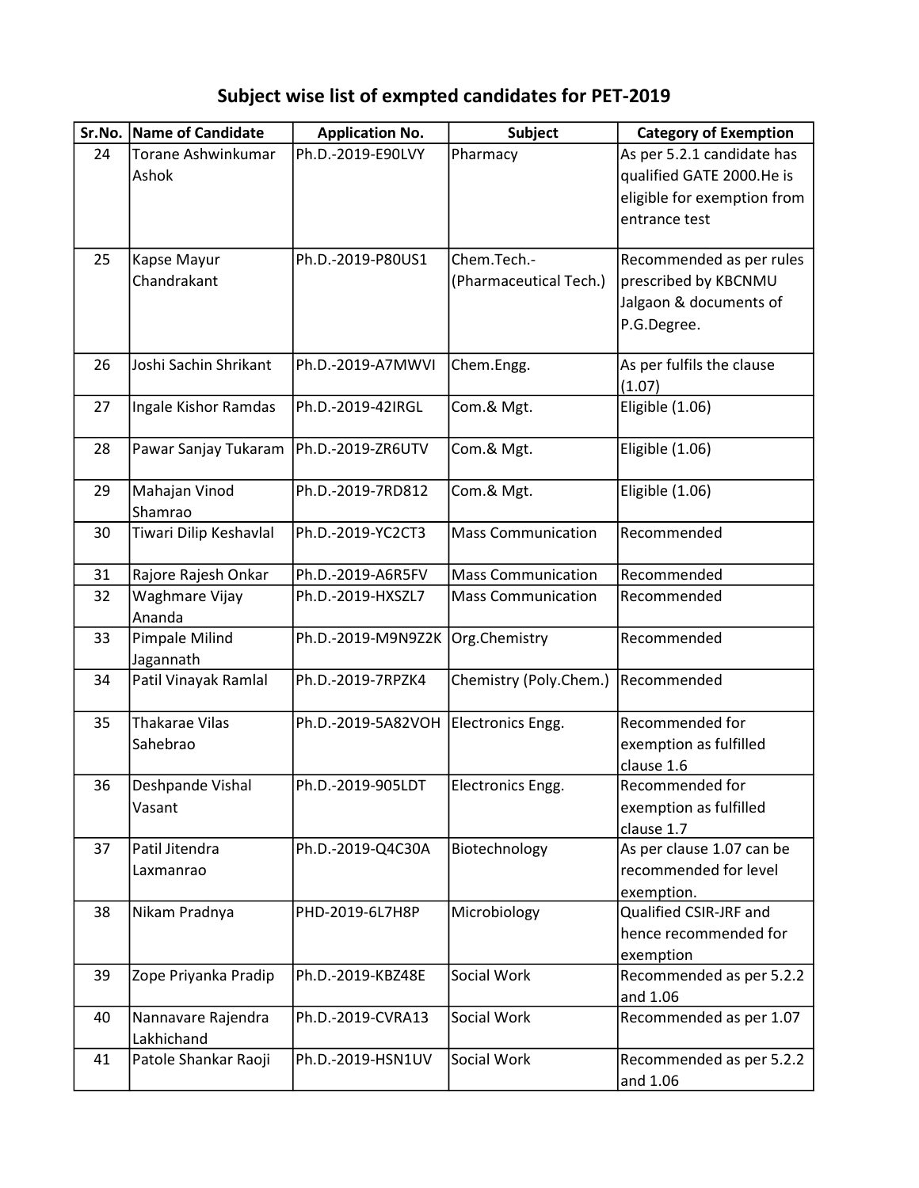## Subject wise list of exmpted candidates for PET-2019

| Sr.No. | Name of Candidate | Application No. | Subject | Category of Exemption |
|---|---|---|---|---|
| 24 | Torane Ashwinkumar Ashok | Ph.D.-2019-E90LVY | Pharmacy | As per 5.2.1 candidate has qualified GATE 2000.He is eligible for exemption from entrance test |
| 25 | Kapse Mayur Chandrakant | Ph.D.-2019-P80US1 | Chem.Tech.-(Pharmaceutical Tech.) | Recommended as per rules prescribed by KBCNMU Jalgaon & documents of P.G.Degree. |
| 26 | Joshi Sachin Shrikant | Ph.D.-2019-A7MWVI | Chem.Engg. | As per fulfils the clause (1.07) |
| 27 | Ingale Kishor Ramdas | Ph.D.-2019-42IRGL | Com.& Mgt. | Eligible (1.06) |
| 28 | Pawar Sanjay Tukaram | Ph.D.-2019-ZR6UTV | Com.& Mgt. | Eligible (1.06) |
| 29 | Mahajan Vinod Shamrao | Ph.D.-2019-7RD812 | Com.& Mgt. | Eligible (1.06) |
| 30 | Tiwari Dilip Keshavlal | Ph.D.-2019-YC2CT3 | Mass Communication | Recommended |
| 31 | Rajore Rajesh Onkar | Ph.D.-2019-A6R5FV | Mass Communication | Recommended |
| 32 | Waghmare Vijay Ananda | Ph.D.-2019-HXSZL7 | Mass Communication | Recommended |
| 33 | Pimpale Milind Jagannath | Ph.D.-2019-M9N9Z2K | Org.Chemistry | Recommended |
| 34 | Patil Vinayak Ramlal | Ph.D.-2019-7RPZK4 | Chemistry (Poly.Chem.) | Recommended |
| 35 | Thakarae Vilas Sahebrao | Ph.D.-2019-5A82VOH | Electronics Engg. | Recommended for exemption as fulfilled clause 1.6 |
| 36 | Deshpande Vishal Vasant | Ph.D.-2019-905LDT | Electronics Engg. | Recommended for exemption as fulfilled clause 1.7 |
| 37 | Patil Jitendra Laxmanrao | Ph.D.-2019-Q4C30A | Biotechnology | As per clause 1.07 can be recommended for level exemption. |
| 38 | Nikam Pradnya | PHD-2019-6L7H8P | Microbiology | Qualified CSIR-JRF and hence recommended for exemption |
| 39 | Zope Priyanka Pradip | Ph.D.-2019-KBZ48E | Social Work | Recommended as per 5.2.2 and 1.06 |
| 40 | Nannavare Rajendra Lakhichand | Ph.D.-2019-CVRA13 | Social Work | Recommended as per 1.07 |
| 41 | Patole Shankar Raoji | Ph.D.-2019-HSN1UV | Social Work | Recommended as per 5.2.2 and 1.06 |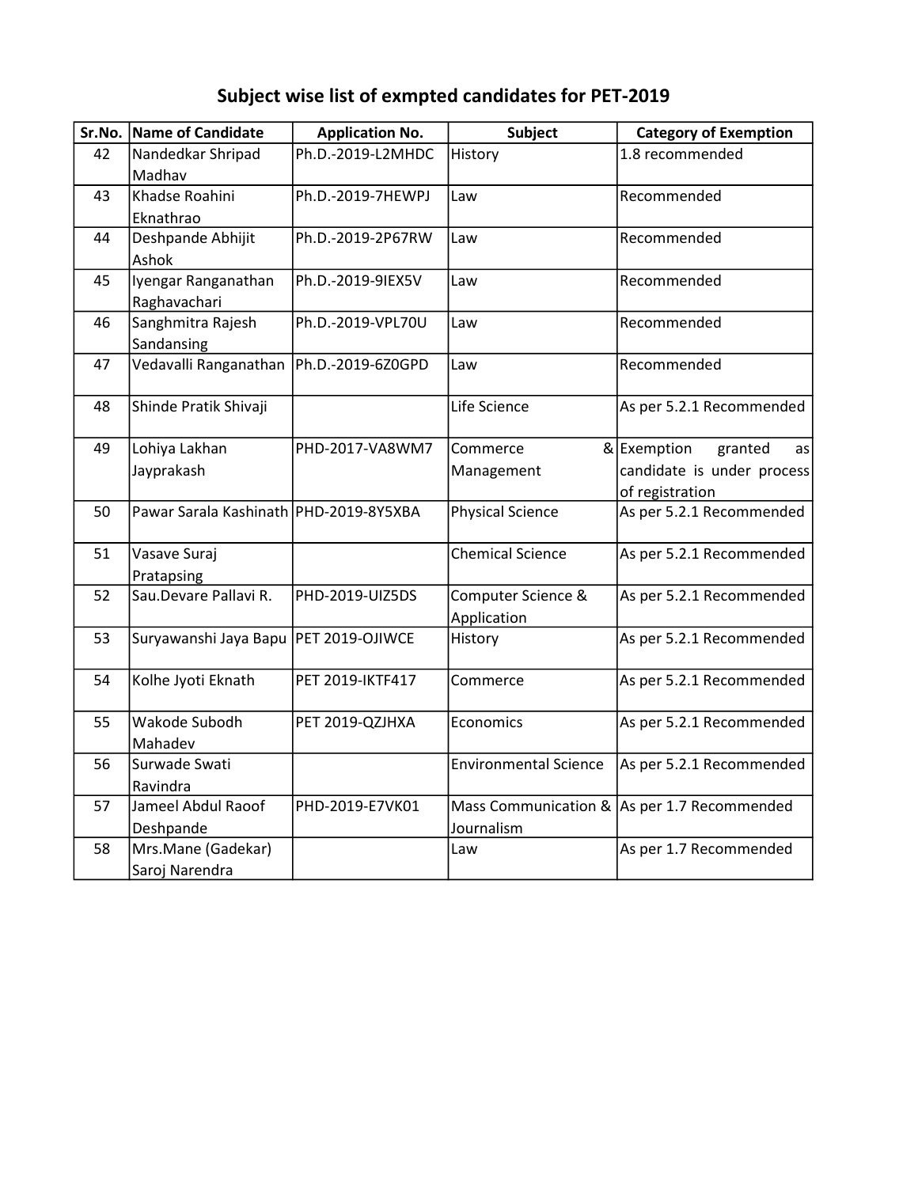## Subject wise list of exmpted candidates for PET-2019

| Sr.No. | Name of Candidate | Application No. | Subject | Category of Exemption |
|---|---|---|---|---|
| 42 | Nandedkar Shripad Madhav | Ph.D.-2019-L2MHDC | History | 1.8 recommended |
| 43 | Khadse Roahini Eknathrao | Ph.D.-2019-7HEWPJ | Law | Recommended |
| 44 | Deshpande Abhijit Ashok | Ph.D.-2019-2P67RW | Law | Recommended |
| 45 | Iyengar Ranganathan Raghavachari | Ph.D.-2019-9IEX5V | Law | Recommended |
| 46 | Sanghmitra Rajesh Sandansing | Ph.D.-2019-VPL70U | Law | Recommended |
| 47 | Vedavalli Ranganathan | Ph.D.-2019-6Z0GPD | Law | Recommended |
| 48 | Shinde Pratik Shivaji | | Life Science | As per 5.2.1 Recommended |
| 49 | Lohiya Lakhan Jayprakash | PHD-2017-VA8WM7 | Commerce & Management | Exemption granted as candidate is under process of registration |
| 50 | Pawar Sarala Kashinath | PHD-2019-8Y5XBA | Physical Science | As per 5.2.1 Recommended |
| 51 | Vasave Suraj Pratapsing | | Chemical Science | As per 5.2.1 Recommended |
| 52 | Sau.Devare Pallavi R. | PHD-2019-UIZ5DS | Computer Science & Application | As per 5.2.1 Recommended |
| 53 | Suryawanshi Jaya Bapu | PET 2019-OJIWCE | History | As per 5.2.1 Recommended |
| 54 | Kolhe Jyoti Eknath | PET 2019-IKTF417 | Commerce | As per 5.2.1 Recommended |
| 55 | Wakode Subodh Mahadev | PET 2019-QZJHXA | Economics | As per 5.2.1 Recommended |
| 56 | Surwade Swati Ravindra | | Environmental Science | As per 5.2.1 Recommended |
| 57 | Jameel Abdul Raoof Deshpande | PHD-2019-E7VK01 | Mass Communication & Journalism | As per 1.7 Recommended |
| 58 | Mrs.Mane (Gadekar) Saroj Narendra | | Law | As per 1.7 Recommended |